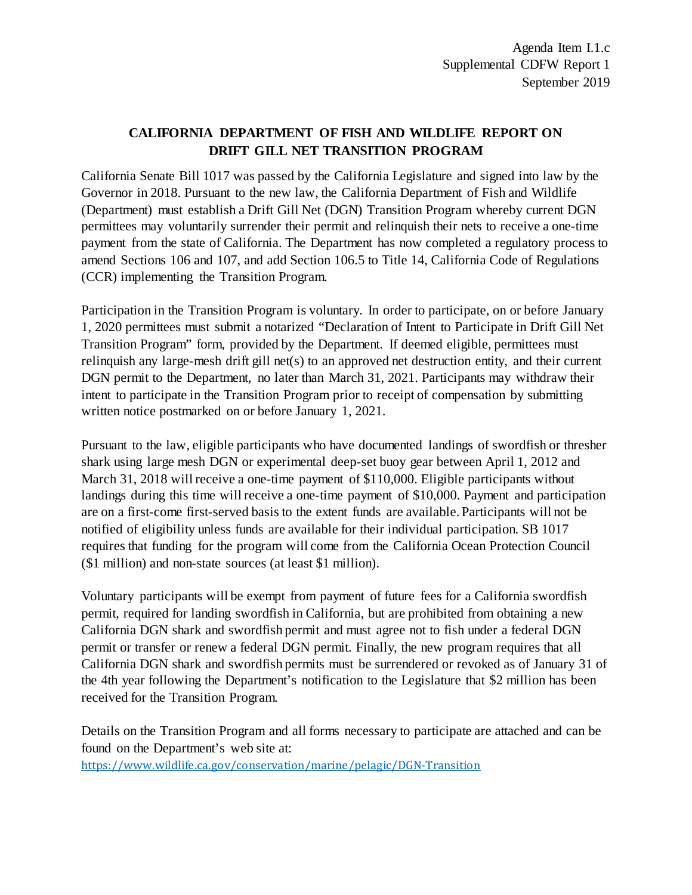Agenda Item I.1.c
Supplemental CDFW Report 1
September 2019

# CALIFORNIA DEPARTMENT OF FISH AND WILDLIFE REPORT ON DRIFT GILL NET TRANSITION PROGRAM

California Senate Bill 1017 was passed by the California Legislature and signed into law by the Governor in 2018. Pursuant to the new law, the California Department of Fish and Wildlife (Department) must establish a Drift Gill Net (DGN) Transition Program whereby current DGN permittees may voluntarily surrender their permit and relinquish their nets to receive a one-time payment from the state of California. The Department has now completed a regulatory process to amend Sections 106 and 107, and add Section 106.5 to Title 14, California Code of Regulations (CCR) implementing the Transition Program.

Participation in the Transition Program is voluntary. In order to participate, on or before January 1, 2020 permittees must submit a notarized "Declaration of Intent to Participate in Drift Gill Net Transition Program" form, provided by the Department. If deemed eligible, permittees must relinquish any large-mesh drift gill net(s) to an approved net destruction entity, and their current DGN permit to the Department, no later than March 31, 2021. Participants may withdraw their intent to participate in the Transition Program prior to receipt of compensation by submitting written notice postmarked on or before January 1, 2021.

Pursuant to the law, eligible participants who have documented landings of swordfish or thresher shark using large mesh DGN or experimental deep-set buoy gear between April 1, 2012 and March 31, 2018 will receive a one-time payment of $110,000. Eligible participants without landings during this time will receive a one-time payment of $10,000. Payment and participation are on a first-come first-served basis to the extent funds are available. Participants will not be notified of eligibility unless funds are available for their individual participation. SB 1017 requires that funding for the program will come from the California Ocean Protection Council ($1 million) and non-state sources (at least $1 million).

Voluntary participants will be exempt from payment of future fees for a California swordfish permit, required for landing swordfish in California, but are prohibited from obtaining a new California DGN shark and swordfish permit and must agree not to fish under a federal DGN permit or transfer or renew a federal DGN permit. Finally, the new program requires that all California DGN shark and swordfish permits must be surrendered or revoked as of January 31 of the 4th year following the Department's notification to the Legislature that $2 million has been received for the Transition Program.

Details on the Transition Program and all forms necessary to participate are attached and can be found on the Department's web site at:
https://www.wildlife.ca.gov/conservation/marine/pelagic/DGN-Transition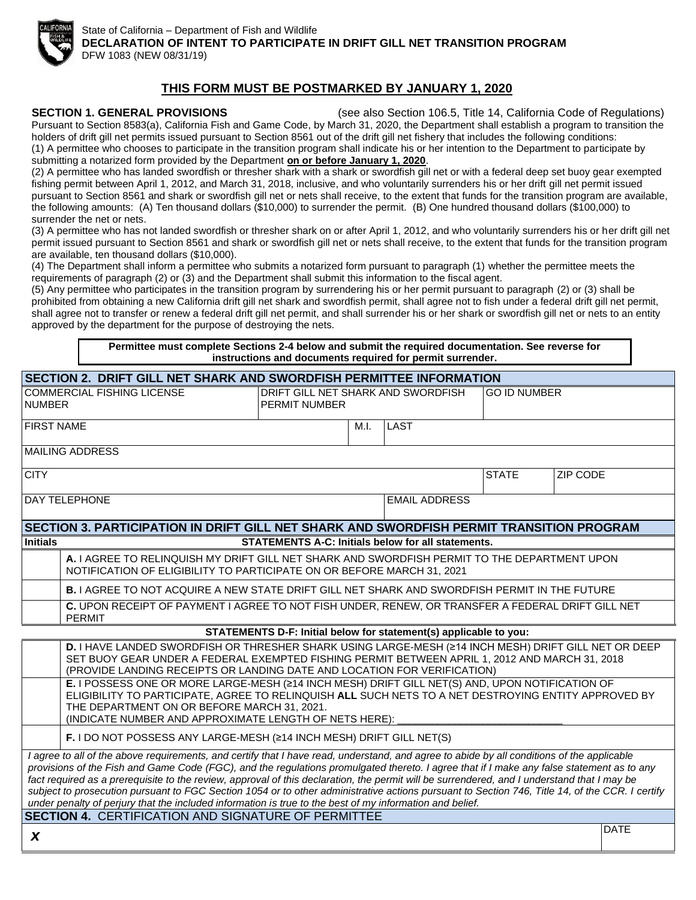State of California – Department of Fish and Wildlife
**DECLARATION OF INTENT TO PARTICIPATE IN DRIFT GILL NET TRANSITION PROGRAM**
DFW 1083 (NEW 08/31/19)

## THIS FORM MUST BE POSTMARKED BY JANUARY 1, 2020

**SECTION 1. GENERAL PROVISIONS** (see also Section 106.5, Title 14, California Code of Regulations)

Pursuant to Section 8583(a), California Fish and Game Code, by March 31, 2020, the Department shall establish a program to transition the holders of drift gill net permits issued pursuant to Section 8561 out of the drift gill net fishery that includes the following conditions:

(1) A permittee who chooses to participate in the transition program shall indicate his or her intention to the Department to participate by submitting a notarized form provided by the Department **on or before January 1, 2020**.

(2) A permittee who has landed swordfish or thresher shark with a shark or swordfish gill net or with a federal deep set buoy gear exempted fishing permit between April 1, 2012, and March 31, 2018, inclusive, and who voluntarily surrenders his or her drift gill net permit issued pursuant to Section 8561 and shark or swordfish gill net or nets shall receive, to the extent that funds for the transition program are available, the following amounts: (A) Ten thousand dollars ($10,000) to surrender the permit. (B) One hundred thousand dollars ($100,000) to surrender the net or nets.

(3) A permittee who has not landed swordfish or thresher shark on or after April 1, 2012, and who voluntarily surrenders his or her drift gill net permit issued pursuant to Section 8561 and shark or swordfish gill net or nets shall receive, to the extent that funds for the transition program are available, ten thousand dollars ($10,000).

(4) The Department shall inform a permittee who submits a notarized form pursuant to paragraph (1) whether the permittee meets the requirements of paragraph (2) or (3) and the Department shall submit this information to the fiscal agent.

(5) Any permittee who participates in the transition program by surrendering his or her permit pursuant to paragraph (2) or (3) shall be prohibited from obtaining a new California drift gill net shark and swordfish permit, shall agree not to fish under a federal drift gill net permit, shall agree not to transfer or renew a federal drift gill net permit, and shall surrender his or her shark or swordfish gill net or nets to an entity approved by the department for the purpose of destroying the nets.

**Permittee must complete Sections 2-4 below and submit the required documentation. See reverse for instructions and documents required for permit surrender.**

**SECTION 2. DRIFT GILL NET SHARK AND SWORDFISH PERMITTEE INFORMATION**

| COMMERCIAL FISHING LICENSE NUMBER | DRIFT GILL NET SHARK AND SWORDFISH PERMIT NUMBER | | GO ID NUMBER | |
|---|---|---|---|---|
| FIRST NAME | M.I. | LAST | | |
| MAILING ADDRESS | | | | |
| CITY | | | STATE | ZIP CODE |
| DAY TELEPHONE | | EMAIL ADDRESS | | |

**SECTION 3. PARTICIPATION IN DRIFT GILL NET SHARK AND SWORDFISH PERMIT TRANSITION PROGRAM**

| Initials | STATEMENTS A-C: Initials below for all statements. |
|---|---|
| | **A.** I AGREE TO RELINQUISH MY DRIFT GILL NET SHARK AND SWORDFISH PERMIT TO THE DEPARTMENT UPON NOTIFICATION OF ELIGIBILITY TO PARTICIPATE ON OR BEFORE MARCH 31, 2021 |
| | **B.** I AGREE TO NOT ACQUIRE A NEW STATE DRIFT GILL NET SHARK AND SWORDFISH PERMIT IN THE FUTURE |
| | **C.** UPON RECEIPT OF PAYMENT I AGREE TO NOT FISH UNDER, RENEW, OR TRANSFER A FEDERAL DRIFT GILL NET PERMIT |
| | **STATEMENTS D-F: Initial below for statement(s) applicable to you:** |
| | **D.** I HAVE LANDED SWORDFISH OR THRESHER SHARK USING LARGE-MESH (≥14 INCH MESH) DRIFT GILL NET OR DEEP SET BUOY GEAR UNDER A FEDERAL EXEMPTED FISHING PERMIT BETWEEN APRIL 1, 2012 AND MARCH 31, 2018 (PROVIDE LANDING RECEIPTS OR LANDING DATE AND LOCATION FOR VERIFICATION) |
| | **E.** I POSSESS ONE OR MORE LARGE-MESH (≥14 INCH MESH) DRIFT GILL NET(S) AND, UPON NOTIFICATION OF ELIGIBILITY TO PARTICIPATE, AGREE TO RELINQUISH **ALL** SUCH NETS TO A NET DESTROYING ENTITY APPROVED BY THE DEPARTMENT ON OR BEFORE MARCH 31, 2021. (INDICATE NUMBER AND APPROXIMATE LENGTH OF NETS HERE): ____________________________ |
| | **F.** I DO NOT POSSESS ANY LARGE-MESH (≥14 INCH MESH) DRIFT GILL NET(S) |

*I agree to all of the above requirements, and certify that I have read, understand, and agree to abide by all conditions of the applicable provisions of the Fish and Game Code (FGC), and the regulations promulgated thereto. I agree that if I make any false statement as to any fact required as a prerequisite to the review, approval of this declaration, the permit will be surrendered, and I understand that I may be subject to prosecution pursuant to FGC Section 1054 or to other administrative actions pursuant to Section 746, Title 14, of the CCR. I certify under penalty of perjury that the included information is true to the best of my information and belief.*

**SECTION 4.** CERTIFICATION AND SIGNATURE OF PERMITTEE

| ***X*** | DATE |
|---|---|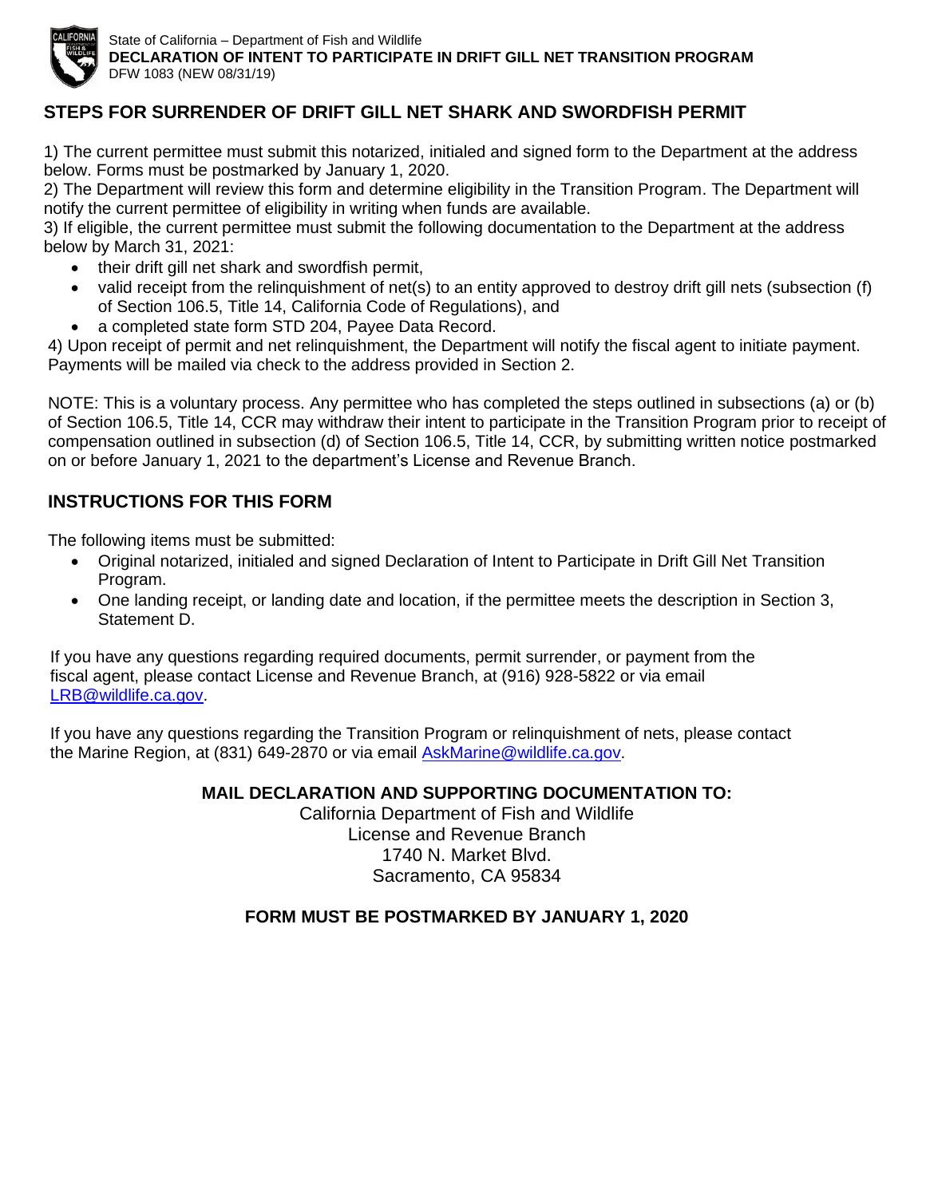State of California – Department of Fish and Wildlife
**DECLARATION OF INTENT TO PARTICIPATE IN DRIFT GILL NET TRANSITION PROGRAM**
DFW 1083 (NEW 08/31/19)

## STEPS FOR SURRENDER OF DRIFT GILL NET SHARK AND SWORDFISH PERMIT

1) The current permittee must submit this notarized, initialed and signed form to the Department at the address below. Forms must be postmarked by January 1, 2020.
2) The Department will review this form and determine eligibility in the Transition Program. The Department will notify the current permittee of eligibility in writing when funds are available.
3) If eligible, the current permittee must submit the following documentation to the Department at the address below by March 31, 2021:

- their drift gill net shark and swordfish permit,
- valid receipt from the relinquishment of net(s) to an entity approved to destroy drift gill nets (subsection (f) of Section 106.5, Title 14, California Code of Regulations), and
- a completed state form STD 204, Payee Data Record.

4) Upon receipt of permit and net relinquishment, the Department will notify the fiscal agent to initiate payment. Payments will be mailed via check to the address provided in Section 2.

NOTE: This is a voluntary process. Any permittee who has completed the steps outlined in subsections (a) or (b) of Section 106.5, Title 14, CCR may withdraw their intent to participate in the Transition Program prior to receipt of compensation outlined in subsection (d) of Section 106.5, Title 14, CCR, by submitting written notice postmarked on or before January 1, 2021 to the department's License and Revenue Branch.

## INSTRUCTIONS FOR THIS FORM

The following items must be submitted:

- Original notarized, initialed and signed Declaration of Intent to Participate in Drift Gill Net Transition Program.
- One landing receipt, or landing date and location, if the permittee meets the description in Section 3, Statement D.

If you have any questions regarding required documents, permit surrender, or payment from the fiscal agent, please contact License and Revenue Branch, at (916) 928-5822 or via email LRB@wildlife.ca.gov.

If you have any questions regarding the Transition Program or relinquishment of nets, please contact the Marine Region, at (831) 649-2870 or via email AskMarine@wildlife.ca.gov.

**MAIL DECLARATION AND SUPPORTING DOCUMENTATION TO:**

California Department of Fish and Wildlife
License and Revenue Branch
1740 N. Market Blvd.
Sacramento, CA 95834

**FORM MUST BE POSTMARKED BY JANUARY 1, 2020**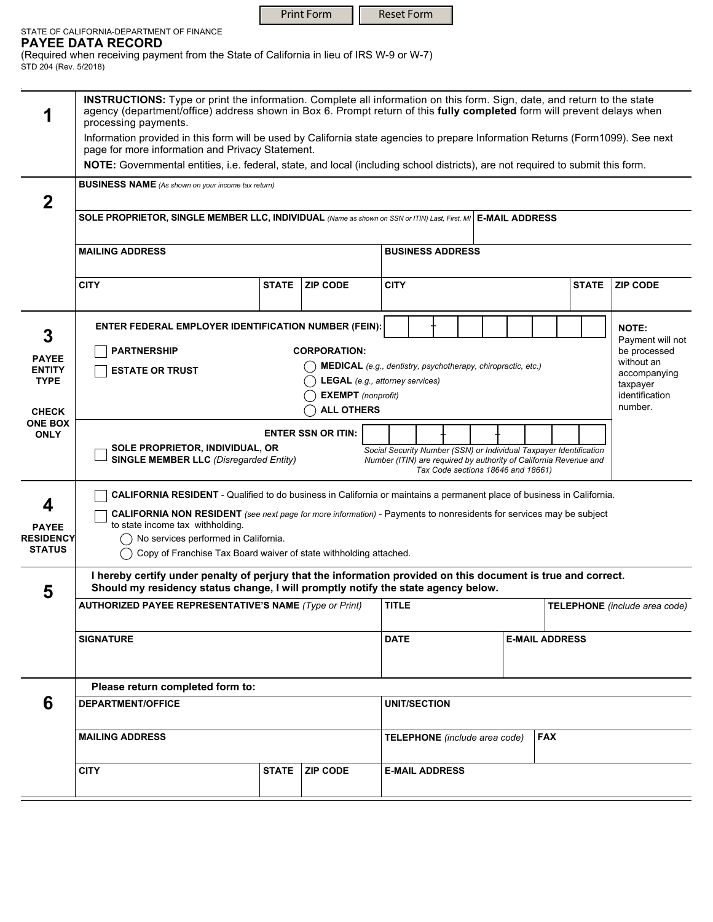STATE OF CALIFORNIA-DEPARTMENT OF FINANCE

# PAYEE DATA RECORD

(Required when receiving payment from the State of California in lieu of IRS W-9 or W-7)

STD 204 (Rev. 5/2018)

## 1

**INSTRUCTIONS:** Type or print the information. Complete all information on this form. Sign, date, and return to the state agency (department/office) address shown in Box 6. Prompt return of this **fully completed** form will prevent delays when processing payments.

Information provided in this form will be used by California state agencies to prepare Information Returns (Form1099). See next page for more information and Privacy Statement.

**NOTE:** Governmental entities, i.e. federal, state, and local (including school districts), are not required to submit this form.

## 2

| **BUSINESS NAME** *(As shown on your income tax return)* | | | | | |
|---|---|---|---|---|---|
| **SOLE PROPRIETOR, SINGLE MEMBER LLC, INDIVIDUAL** *(Name as shown on SSN or ITIN) Last, First, MI* | | | **E-MAIL ADDRESS** | | |
| **MAILING ADDRESS** | | | **BUSINESS ADDRESS** | | |
| **CITY** | **STATE** | **ZIP CODE** | **CITY** | **STATE** | **ZIP CODE** |

## 3

**PAYEE ENTITY TYPE**

**CHECK ONE BOX ONLY**

**ENTER FEDERAL EMPLOYER IDENTIFICATION NUMBER (FEIN):** __ __ - __ __ __ __ __ __ __

- ☐ **PARTNERSHIP**
- ☐ **ESTATE OR TRUST**

**CORPORATION:**

- ◯ **MEDICAL** *(e.g., dentistry, psychotherapy, chiropractic, etc.)*
- ◯ **LEGAL** *(e.g., attorney services)*
- ◯ **EXEMPT** *(nonprofit)*
- ◯ **ALL OTHERS**

**ENTER SSN OR ITIN:** __ __ __ - __ __ - __ __ __ __

- ☐ **SOLE PROPRIETOR, INDIVIDUAL, OR SINGLE MEMBER LLC** *(Disregarded Entity)*

*Social Security Number (SSN) or Individual Taxpayer Identification Number (ITIN) are required by authority of California Revenue and Tax Code sections 18646 and 18661)*

**NOTE:** Payment will not be processed without an accompanying taxpayer identification number.

## 4

**PAYEE RESIDENCY STATUS**

- ☐ **CALIFORNIA RESIDENT** - Qualified to do business in California or maintains a permanent place of business in California.
- ☐ **CALIFORNIA NON RESIDENT** *(see next page for more information)* - Payments to nonresidents for services may be subject to state income tax withholding.
  - ◯ No services performed in California.
  - ◯ Copy of Franchise Tax Board waiver of state withholding attached.

## 5

**I hereby certify under penalty of perjury that the information provided on this document is true and correct. Should my residency status change, I will promptly notify the state agency below.**

| **AUTHORIZED PAYEE REPRESENTATIVE'S NAME** *(Type or Print)* | **TITLE** | | **TELEPHONE** *(include area code)* |
|---|---|---|---|
| **SIGNATURE** | **DATE** | **E-MAIL ADDRESS** | |

## 6

**Please return completed form to:**

| **DEPARTMENT/OFFICE** | | | **UNIT/SECTION** | |
|---|---|---|---|---|
| **MAILING ADDRESS** | | | **TELEPHONE** *(include area code)* | **FAX** |
| **CITY** | **STATE** | **ZIP CODE** | **E-MAIL ADDRESS** | |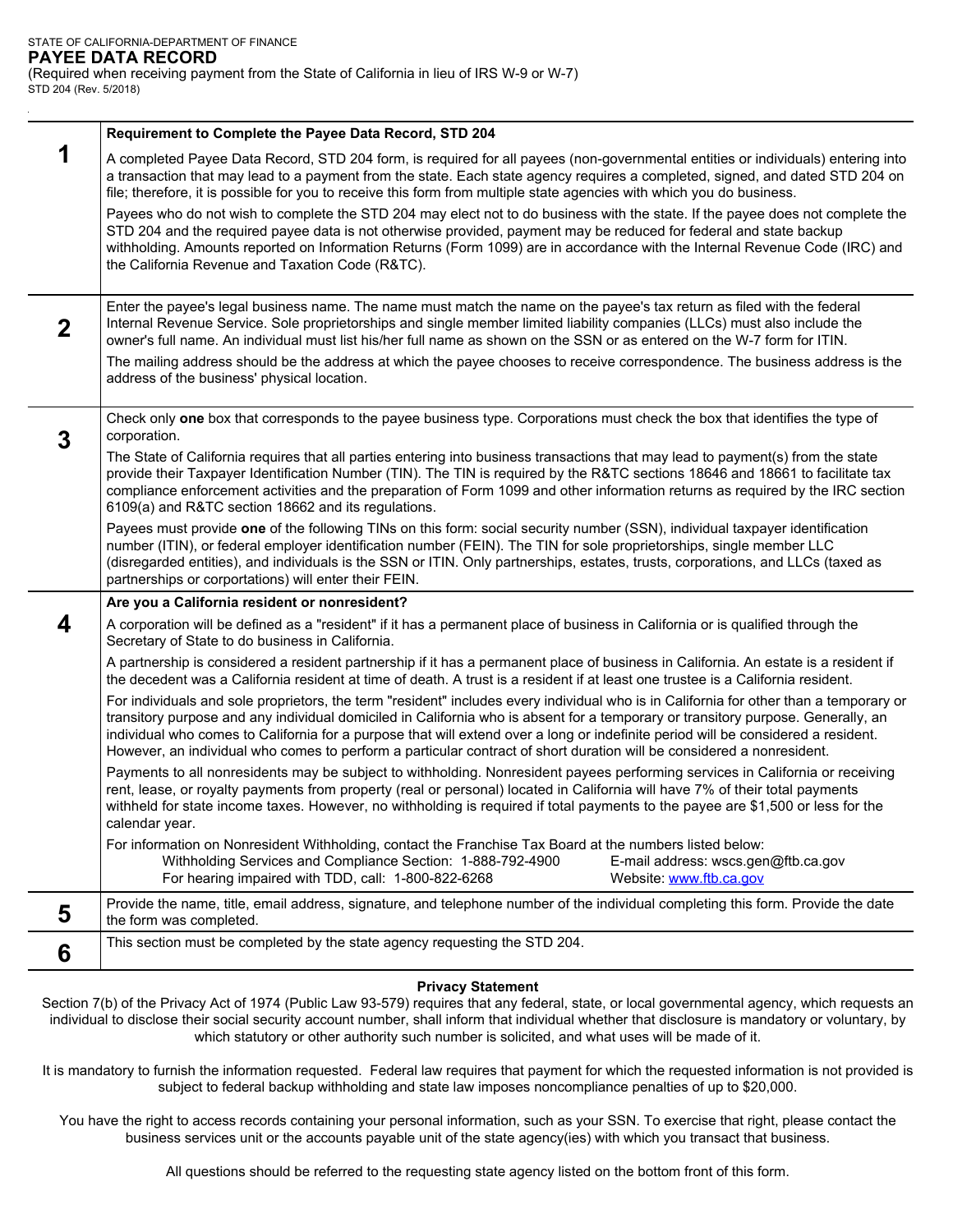STATE OF CALIFORNIA-DEPARTMENT OF FINANCE

# PAYEE DATA RECORD

(Required when receiving payment from the State of California in lieu of IRS W-9 or W-7)

STD 204 (Rev. 5/2018)

| | |
|---|---|
| **1** | **Requirement to Complete the Payee Data Record, STD 204**<br><br>A completed Payee Data Record, STD 204 form, is required for all payees (non-governmental entities or individuals) entering into a transaction that may lead to a payment from the state. Each state agency requires a completed, signed, and dated STD 204 on file; therefore, it is possible for you to receive this form from multiple state agencies with which you do business.<br><br>Payees who do not wish to complete the STD 204 may elect not to do business with the state. If the payee does not complete the STD 204 and the required payee data is not otherwise provided, payment may be reduced for federal and state backup withholding. Amounts reported on Information Returns (Form 1099) are in accordance with the Internal Revenue Code (IRC) and the California Revenue and Taxation Code (R&TC). |
| **2** | Enter the payee's legal business name. The name must match the name on the payee's tax return as filed with the federal Internal Revenue Service. Sole proprietorships and single member limited liability companies (LLCs) must also include the owner's full name. An individual must list his/her full name as shown on the SSN or as entered on the W-7 form for ITIN.<br><br>The mailing address should be the address at which the payee chooses to receive correspondence. The business address is the address of the business' physical location. |
| **3** | Check only **one** box that corresponds to the payee business type. Corporations must check the box that identifies the type of corporation.<br><br>The State of California requires that all parties entering into business transactions that may lead to payment(s) from the state provide their Taxpayer Identification Number (TIN). The TIN is required by the R&TC sections 18646 and 18661 to facilitate tax compliance enforcement activities and the preparation of Form 1099 and other information returns as required by the IRC section 6109(a) and R&TC section 18662 and its regulations.<br><br>Payees must provide **one** of the following TINs on this form: social security number (SSN), individual taxpayer identification number (ITIN), or federal employer identification number (FEIN). The TIN for sole proprietorships, single member LLC (disregarded entities), and individuals is the SSN or ITIN. Only partnerships, estates, trusts, corporations, and LLCs (taxed as partnerships or corportations) will enter their FEIN. |
| **4** | **Are you a California resident or nonresident?**<br><br>A corporation will be defined as a "resident" if it has a permanent place of business in California or is qualified through the Secretary of State to do business in California.<br><br>A partnership is considered a resident partnership if it has a permanent place of business in California. An estate is a resident if the decedent was a California resident at time of death. A trust is a resident if at least one trustee is a California resident.<br><br>For individuals and sole proprietors, the term "resident" includes every individual who is in California for other than a temporary or transitory purpose and any individual domiciled in California who is absent for a temporary or transitory purpose. Generally, an individual who comes to California for a purpose that will extend over a long or indefinite period will be considered a resident. However, an individual who comes to perform a particular contract of short duration will be considered a nonresident.<br><br>Payments to all nonresidents may be subject to withholding. Nonresident payees performing services in California or receiving rent, lease, or royalty payments from property (real or personal) located in California will have 7% of their total payments withheld for state income taxes. However, no withholding is required if total payments to the payee are $1,500 or less for the calendar year.<br><br>For information on Nonresident Withholding, contact the Franchise Tax Board at the numbers listed below:<br>Withholding Services and Compliance Section: 1-888-792-4900 — E-mail address: wscs.gen@ftb.ca.gov<br>For hearing impaired with TDD, call: 1-800-822-6268 — Website: www.ftb.ca.gov |
| **5** | Provide the name, title, email address, signature, and telephone number of the individual completing this form. Provide the date the form was completed. |
| **6** | This section must be completed by the state agency requesting the STD 204. |

## Privacy Statement

Section 7(b) of the Privacy Act of 1974 (Public Law 93-579) requires that any federal, state, or local governmental agency, which requests an individual to disclose their social security account number, shall inform that individual whether that disclosure is mandatory or voluntary, by which statutory or other authority such number is solicited, and what uses will be made of it.

It is mandatory to furnish the information requested. Federal law requires that payment for which the requested information is not provided is subject to federal backup withholding and state law imposes noncompliance penalties of up to $20,000.

You have the right to access records containing your personal information, such as your SSN. To exercise that right, please contact the business services unit or the accounts payable unit of the state agency(ies) with which you transact that business.

All questions should be referred to the requesting state agency listed on the bottom front of this form.